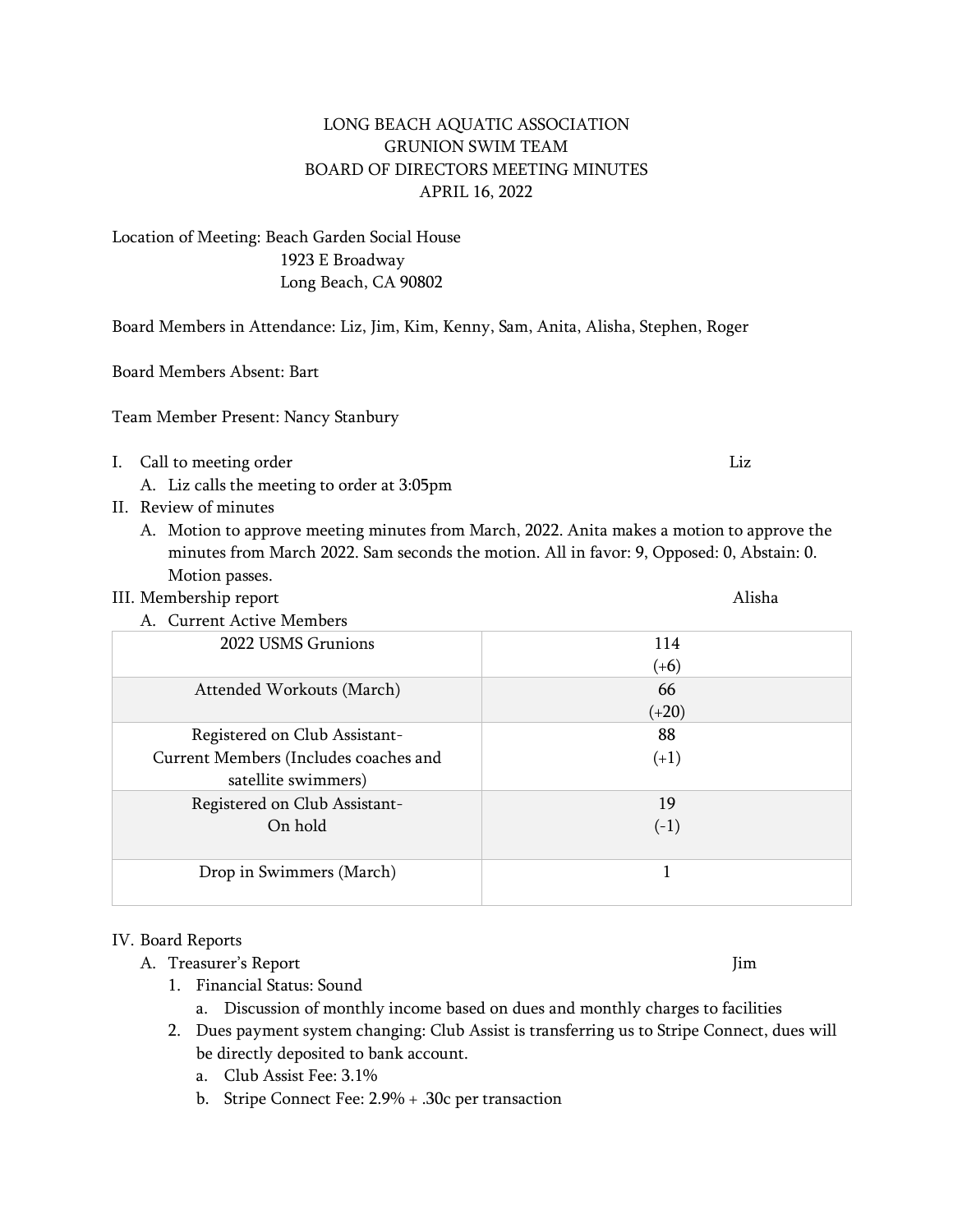# LONG BEACH AQUATIC ASSOCIATION
# GRUNION SWIM TEAM
# BOARD OF DIRECTORS MEETING MINUTES
# APRIL 16, 2022

Location of Meeting: Beach Garden Social House
1923 E Broadway
Long Beach, CA 90802

Board Members in Attendance: Liz, Jim, Kim, Kenny, Sam, Anita, Alisha, Stephen, Roger

Board Members Absent: Bart

Team Member Present: Nancy Stanbury

I. Call to meeting order — Liz
   A. Liz calls the meeting to order at 3:05pm

II. Review of minutes
   A. Motion to approve meeting minutes from March, 2022. Anita makes a motion to approve the minutes from March 2022. Sam seconds the motion. All in favor: 9, Opposed: 0, Abstain: 0. Motion passes.

III. Membership report — Alisha
   A. Current Active Members

| | |
|---|---|
| 2022 USMS Grunions | 114 (+6) |
| Attended Workouts (March) | 66 (+20) |
| Registered on Club Assistant- Current Members (Includes coaches and satellite swimmers) | 88 (+1) |
| Registered on Club Assistant- On hold | 19 (-1) |
| Drop in Swimmers (March) | 1 |

IV. Board Reports
   A. Treasurer's Report — Jim
      1. Financial Status: Sound
         a. Discussion of monthly income based on dues and monthly charges to facilities
      2. Dues payment system changing: Club Assist is transferring us to Stripe Connect, dues will be directly deposited to bank account.
         a. Club Assist Fee: 3.1%
         b. Stripe Connect Fee: 2.9% + .30c per transaction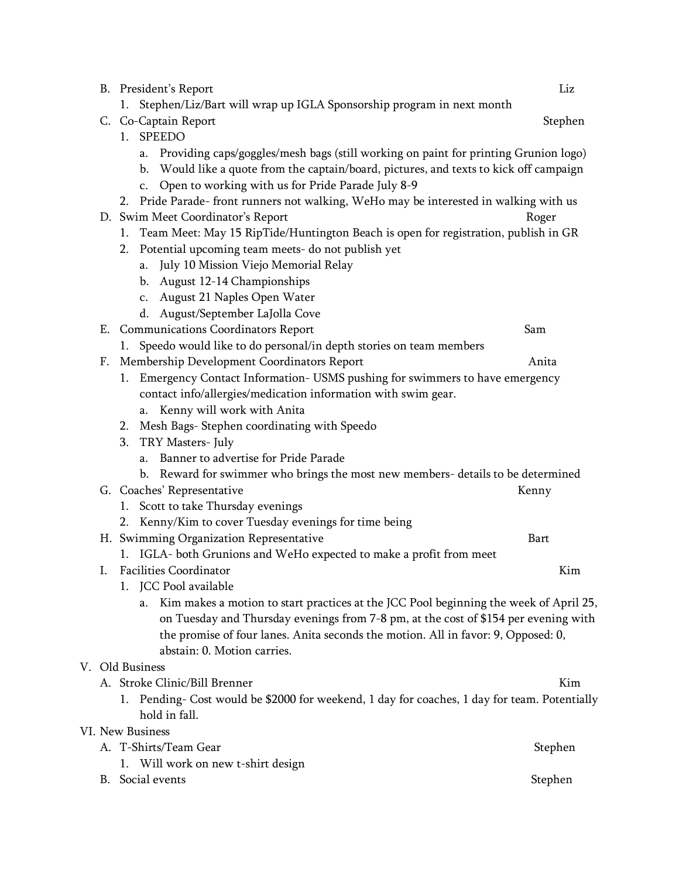B. President's Report — Liz

1. Stephen/Liz/Bart will wrap up IGLA Sponsorship program in next month

C. Co-Captain Report — Stephen

1. SPEEDO
   a. Providing caps/goggles/mesh bags (still working on paint for printing Grunion logo)
   b. Would like a quote from the captain/board, pictures, and texts to kick off campaign
   c. Open to working with us for Pride Parade July 8-9
2. Pride Parade- front runners not walking, WeHo may be interested in walking with us

D. Swim Meet Coordinator's Report — Roger

1. Team Meet: May 15 RipTide/Huntington Beach is open for registration, publish in GR
2. Potential upcoming team meets- do not publish yet
   a. July 10 Mission Viejo Memorial Relay
   b. August 12-14 Championships
   c. August 21 Naples Open Water
   d. August/September LaJolla Cove

E. Communications Coordinators Report — Sam

1. Speedo would like to do personal/in depth stories on team members

F. Membership Development Coordinators Report — Anita

1. Emergency Contact Information- USMS pushing for swimmers to have emergency contact info/allergies/medication information with swim gear.
   a. Kenny will work with Anita
2. Mesh Bags- Stephen coordinating with Speedo
3. TRY Masters- July
   a. Banner to advertise for Pride Parade
   b. Reward for swimmer who brings the most new members- details to be determined

G. Coaches' Representative — Kenny

1. Scott to take Thursday evenings
2. Kenny/Kim to cover Tuesday evenings for time being

H. Swimming Organization Representative — Bart

1. IGLA- both Grunions and WeHo expected to make a profit from meet

I. Facilities Coordinator — Kim

1. JCC Pool available
   a. Kim makes a motion to start practices at the JCC Pool beginning the week of April 25, on Tuesday and Thursday evenings from 7-8 pm, at the cost of $154 per evening with the promise of four lanes. Anita seconds the motion. All in favor: 9, Opposed: 0, abstain: 0. Motion carries.

V. Old Business

A. Stroke Clinic/Bill Brenner — Kim

1. Pending- Cost would be $2000 for weekend, 1 day for coaches, 1 day for team. Potentially hold in fall.

VI. New Business

A. T-Shirts/Team Gear — Stephen

1. Will work on new t-shirt design

B. Social events — Stephen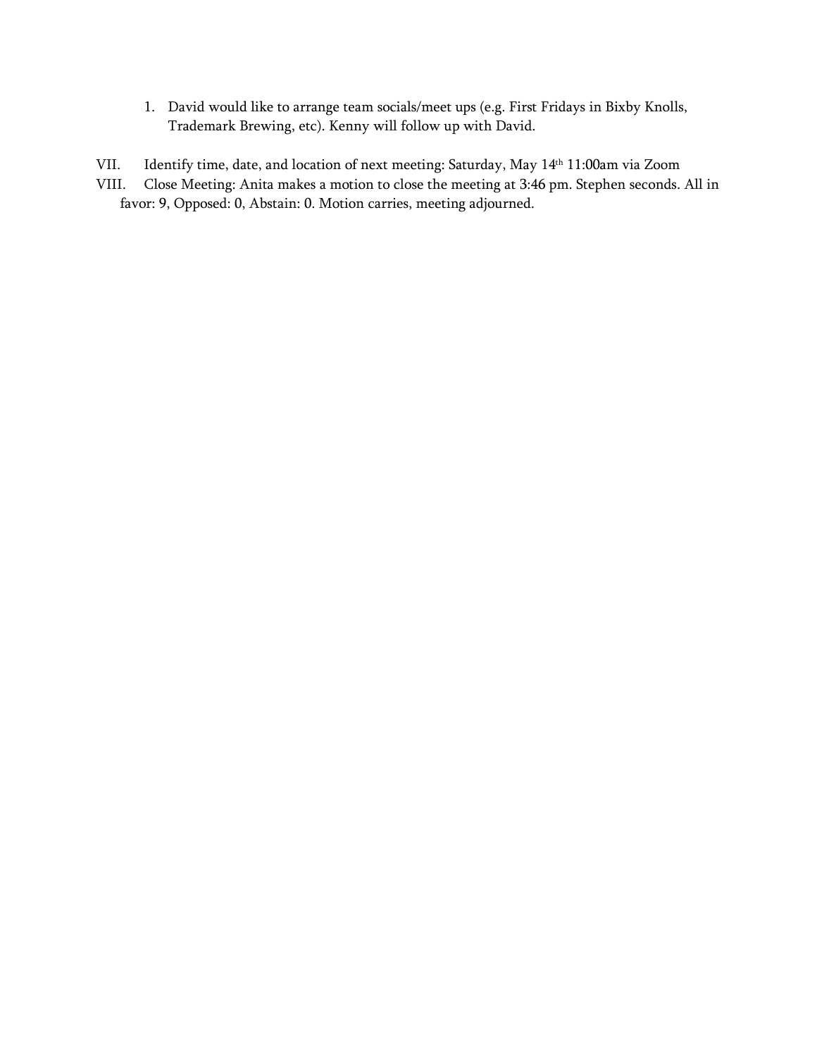1. David would like to arrange team socials/meet ups (e.g. First Fridays in Bixby Knolls, Trademark Brewing, etc). Kenny will follow up with David.

VII. Identify time, date, and location of next meeting: Saturday, May 14th 11:00am via Zoom

VIII. Close Meeting: Anita makes a motion to close the meeting at 3:46 pm. Stephen seconds. All in favor: 9, Opposed: 0, Abstain: 0. Motion carries, meeting adjourned.